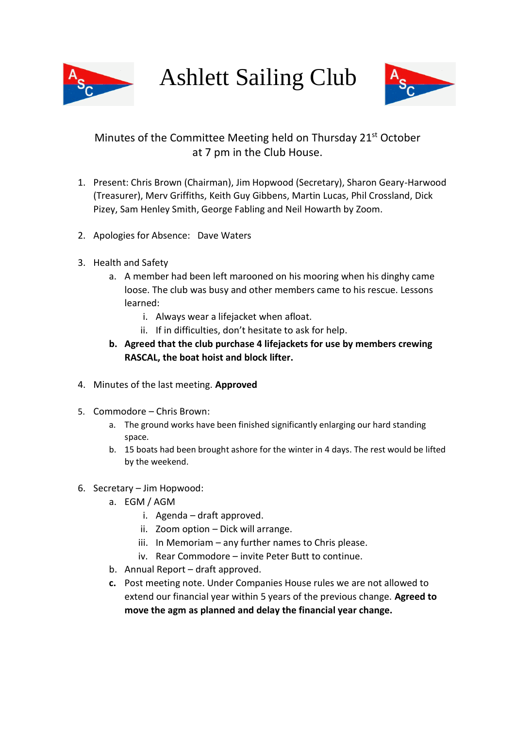# Ashlett Sailing Club

Minutes of the Committee Meeting held on Thursday 21st October at 7 pm in the Club House.

1. Present: Chris Brown (Chairman), Jim Hopwood (Secretary), Sharon Geary-Harwood (Treasurer), Merv Griffiths, Keith Guy Gibbens, Martin Lucas, Phil Crossland, Dick Pizey, Sam Henley Smith, George Fabling and Neil Howarth by Zoom.

2. Apologies for Absence: Dave Waters

3. Health and Safety
   a. A member had been left marooned on his mooring when his dinghy came loose. The club was busy and other members came to his rescue. Lessons learned:
      i. Always wear a lifejacket when afloat.
      ii. If in difficulties, don't hesitate to ask for help.
   
   **b. Agreed that the club purchase 4 lifejackets for use by members crewing RASCAL, the boat hoist and block lifter.**

4. Minutes of the last meeting. **Approved**

5. Commodore – Chris Brown:
   a. The ground works have been finished significantly enlarging our hard standing space.
   b. 15 boats had been brought ashore for the winter in 4 days. The rest would be lifted by the weekend.

6. Secretary – Jim Hopwood:
   a. EGM / AGM
      i. Agenda – draft approved.
      ii. Zoom option – Dick will arrange.
      iii. In Memoriam – any further names to Chris please.
      iv. Rear Commodore – invite Peter Butt to continue.
   
   b. Annual Report – draft approved.
   
   **c.** Post meeting note. Under Companies House rules we are not allowed to extend our financial year within 5 years of the previous change. **Agreed to move the agm as planned and delay the financial year change.**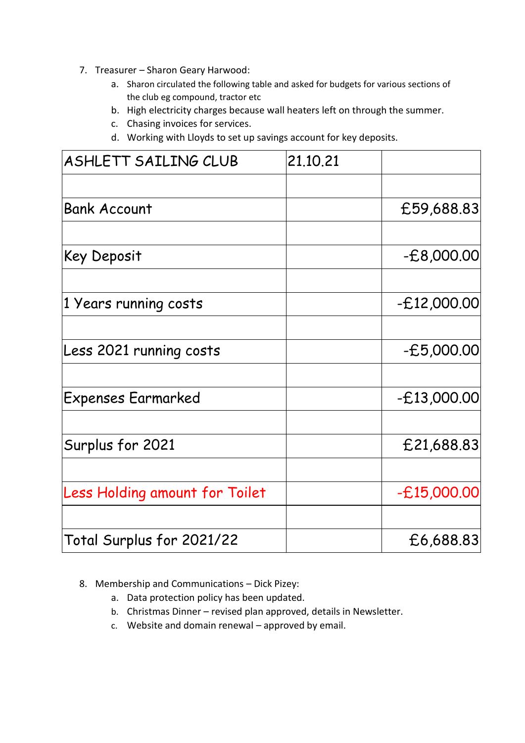7. Treasurer – Sharon Geary Harwood:
    a. Sharon circulated the following table and asked for budgets for various sections of the club eg compound, tractor etc
    b. High electricity charges because wall heaters left on through the summer.
    c. Chasing invoices for services.
    d. Working with Lloyds to set up savings account for key deposits.

| ASHLETT SAILING CLUB | 21.10.21 | |
|---|---|---|
| | | |
| Bank Account | | £59,688.83 |
| | | |
| Key Deposit | | -£8,000.00 |
| | | |
| 1 Years running costs | | -£12,000.00 |
| | | |
| Less 2021 running costs | | -£5,000.00 |
| | | |
| Expenses Earmarked | | -£13,000.00 |
| | | |
| Surplus for 2021 | | £21,688.83 |
| | | |
| Less Holding amount for Toilet | | -£15,000.00 |
| | | |
| Total Surplus for 2021/22 | | £6,688.83 |

8. Membership and Communications – Dick Pizey:
    a. Data protection policy has been updated.
    b. Christmas Dinner – revised plan approved, details in Newsletter.
    c. Website and domain renewal – approved by email.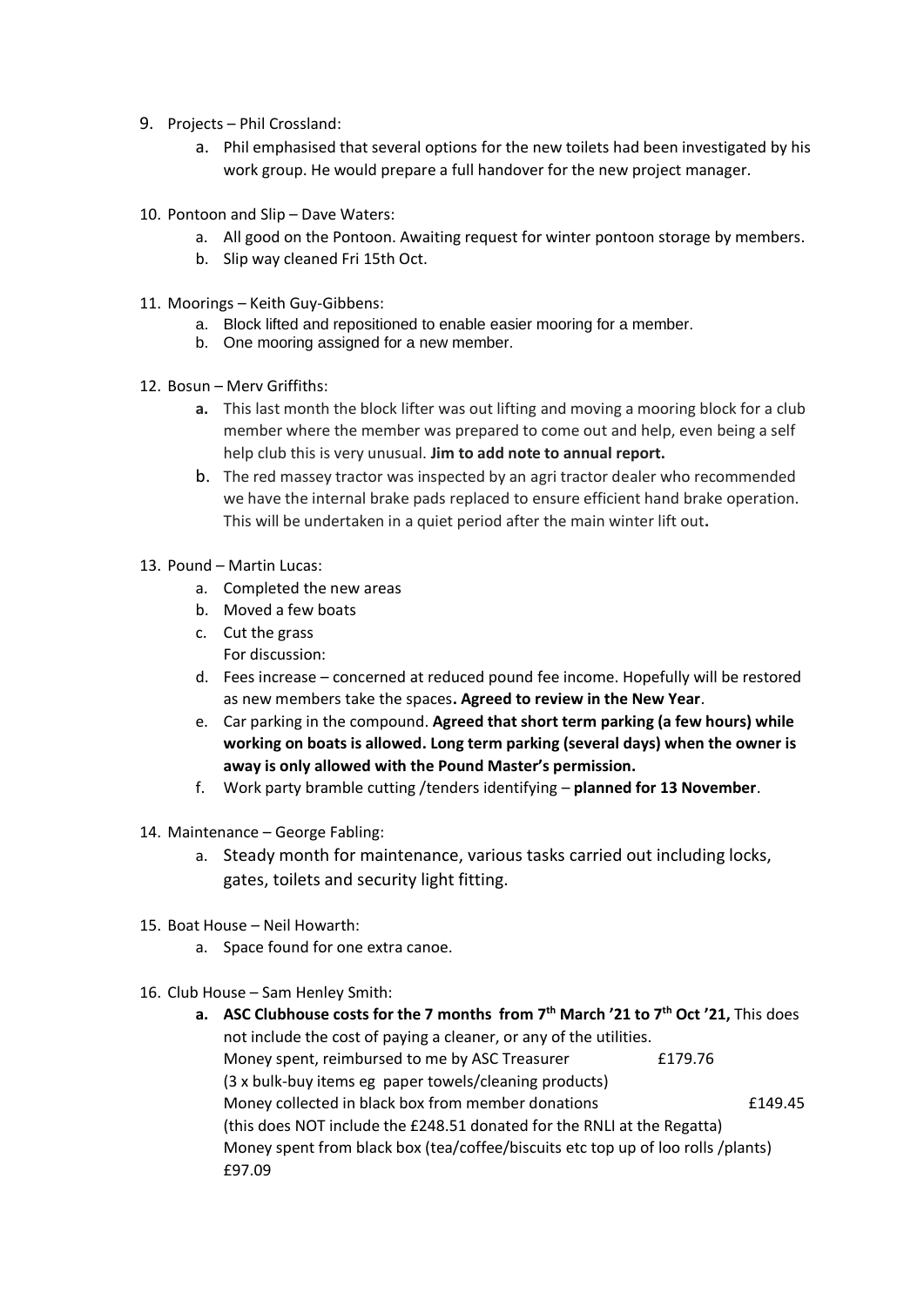9. Projects – Phil Crossland:
    a. Phil emphasised that several options for the new toilets had been investigated by his work group. He would prepare a full handover for the new project manager.

10. Pontoon and Slip – Dave Waters:
    a. All good on the Pontoon. Awaiting request for winter pontoon storage by members.
    b. Slip way cleaned Fri 15th Oct.

11. Moorings – Keith Guy-Gibbens:
    a. Block lifted and repositioned to enable easier mooring for a member.
    b. One mooring assigned for a new member.

12. Bosun – Merv Griffiths:
    a. This last month the block lifter was out lifting and moving a mooring block for a club member where the member was prepared to come out and help, even being a self help club this is very unusual. **Jim to add note to annual report.**
    b. The red massey tractor was inspected by an agri tractor dealer who recommended we have the internal brake pads replaced to ensure efficient hand brake operation. This will be undertaken in a quiet period after the main winter lift out**.**

13. Pound – Martin Lucas:
    a. Completed the new areas
    b. Moved a few boats
    c. Cut the grass
    
    For discussion:
    
    d. Fees increase – concerned at reduced pound fee income. Hopefully will be restored as new members take the spaces**. Agreed to review in the New Year**.
    e. Car parking in the compound. **Agreed that short term parking (a few hours) while working on boats is allowed. Long term parking (several days) when the owner is away is only allowed with the Pound Master's permission.**
    f. Work party bramble cutting /tenders identifying – **planned for 13 November**.

14. Maintenance – George Fabling:
    a. Steady month for maintenance, various tasks carried out including locks, gates, toilets and security light fitting.

15. Boat House – Neil Howarth:
    a. Space found for one extra canoe.

16. Club House – Sam Henley Smith:
    a. **ASC Clubhouse costs for the 7 months from 7th March '21 to 7th Oct '21,** This does not include the cost of paying a cleaner, or any of the utilities.
    
    Money spent, reimbursed to me by ASC Treasurer £179.76
    (3 x bulk-buy items eg paper towels/cleaning products)
    Money collected in black box from member donations £149.45
    (this does NOT include the £248.51 donated for the RNLI at the Regatta)
    Money spent from black box (tea/coffee/biscuits etc top up of loo rolls /plants) £97.09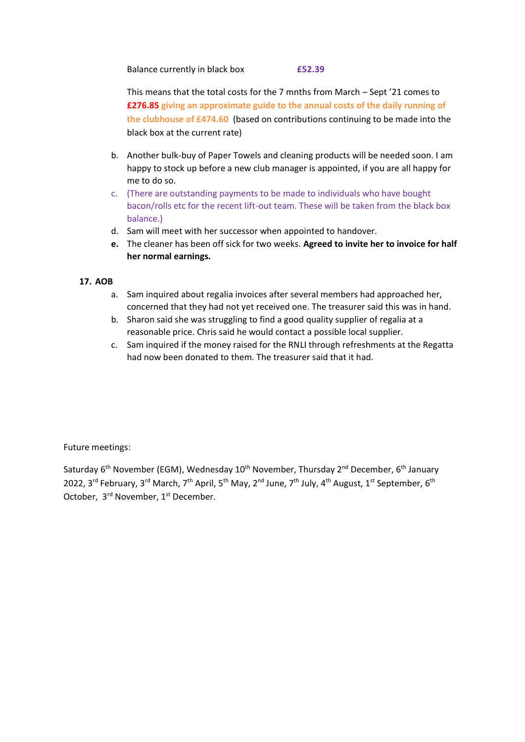Balance currently in black box **£52.39**

This means that the total costs for the 7 mnths from March – Sept '21 comes to **£276.85 giving an approximate guide to the annual costs of the daily running of the clubhouse of £474.60** (based on contributions continuing to be made into the black box at the current rate)

b. Another bulk-buy of Paper Towels and cleaning products will be needed soon. I am happy to stock up before a new club manager is appointed, if you are all happy for me to do so.

c. (There are outstanding payments to be made to individuals who have bought bacon/rolls etc for the recent lift-out team. These will be taken from the black box balance.)

d. Sam will meet with her successor when appointed to handover.

**e.** The cleaner has been off sick for two weeks. **Agreed to invite her to invoice for half her normal earnings.**

**17. AOB**

a. Sam inquired about regalia invoices after several members had approached her, concerned that they had not yet received one. The treasurer said this was in hand.

b. Sharon said she was struggling to find a good quality supplier of regalia at a reasonable price. Chris said he would contact a possible local supplier.

c. Sam inquired if the money raised for the RNLI through refreshments at the Regatta had now been donated to them. The treasurer said that it had.

Future meetings:

Saturday 6th November (EGM), Wednesday 10th November, Thursday 2nd December, 6th January 2022, 3rd February, 3rd March, 7th April, 5th May, 2nd June, 7th July, 4th August, 1st September, 6th October, 3rd November, 1st December.